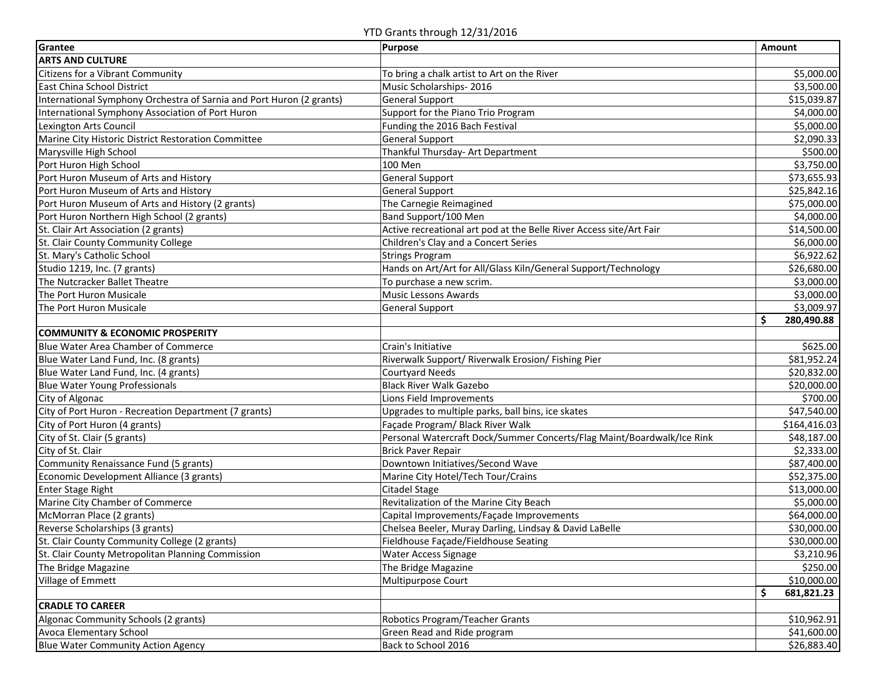YTD Grants through 12/31/2016

| Grantee | Purpose | Amount |
|---|---|---|
| **ARTS AND CULTURE** | | |
| Citizens for a Vibrant Community | To bring a chalk artist to Art on the River | $5,000.00 |
| East China School District | Music Scholarships- 2016 | $3,500.00 |
| International Symphony Orchestra of Sarnia and Port Huron (2 grants) | General Support | $15,039.87 |
| International Symphony Association of Port Huron | Support for the Piano Trio Program | $4,000.00 |
| Lexington Arts Council | Funding the 2016 Bach Festival | $5,000.00 |
| Marine City Historic District Restoration Committee | General Support | $2,090.33 |
| Marysville High School | Thankful Thursday- Art Department | $500.00 |
| Port Huron High School | 100 Men | $3,750.00 |
| Port Huron Museum of Arts and History | General Support | $73,655.93 |
| Port Huron Museum of Arts and History | General Support | $25,842.16 |
| Port Huron Museum of Arts and History (2 grants) | The Carnegie Reimagined | $75,000.00 |
| Port Huron Northern High School (2 grants) | Band Support/100 Men | $4,000.00 |
| St. Clair Art Association (2 grants) | Active recreational art pod at the Belle River Access site/Art Fair | $14,500.00 |
| St. Clair County Community College | Children's Clay and a Concert Series | $6,000.00 |
| St. Mary's Catholic School | Strings Program | $6,922.62 |
| Studio 1219, Inc. (7 grants) | Hands on Art/Art for All/Glass Kiln/General Support/Technology | $26,680.00 |
| The Nutcracker Ballet Theatre | To purchase a new scrim. | $3,000.00 |
| The Port Huron Musicale | Music Lessons Awards | $3,000.00 |
| The Port Huron Musicale | General Support | $3,009.97 |
| | | **$ 280,490.88** |
| **COMMUNITY & ECONOMIC PROSPERITY** | | |
| Blue Water Area Chamber of Commerce | Crain's Initiative | $625.00 |
| Blue Water Land Fund, Inc. (8 grants) | Riverwalk Support/ Riverwalk Erosion/ Fishing Pier | $81,952.24 |
| Blue Water Land Fund, Inc. (4 grants) | Courtyard Needs | $20,832.00 |
| Blue Water Young Professionals | Black River Walk Gazebo | $20,000.00 |
| City of Algonac | Lions Field Improvements | $700.00 |
| City of Port Huron - Recreation Department (7 grants) | Upgrades to multiple parks, ball bins, ice skates | $47,540.00 |
| City of Port Huron (4 grants) | Façade Program/ Black River Walk | $164,416.03 |
| City of St. Clair (5 grants) | Personal Watercraft Dock/Summer Concerts/Flag Maint/Boardwalk/Ice Rink | $48,187.00 |
| City of St. Clair | Brick Paver Repair | $2,333.00 |
| Community Renaissance Fund (5 grants) | Downtown Initiatives/Second Wave | $87,400.00 |
| Economic Development Alliance (3 grants) | Marine City Hotel/Tech Tour/Crains | $52,375.00 |
| Enter Stage Right | Citadel Stage | $13,000.00 |
| Marine City Chamber of Commerce | Revitalization of the Marine City Beach | $5,000.00 |
| McMorran Place (2 grants) | Capital Improvements/Façade Improvements | $64,000.00 |
| Reverse Scholarships (3 grants) | Chelsea Beeler, Muray Darling, Lindsay & David LaBelle | $30,000.00 |
| St. Clair County Community College (2 grants) | Fieldhouse Façade/Fieldhouse Seating | $30,000.00 |
| St. Clair County Metropolitan Planning Commission | Water Access Signage | $3,210.96 |
| The Bridge Magazine | The Bridge Magazine | $250.00 |
| Village of Emmett | Multipurpose Court | $10,000.00 |
| | | **$ 681,821.23** |
| **CRADLE TO CAREER** | | |
| Algonac Community Schools (2 grants) | Robotics Program/Teacher Grants | $10,962.91 |
| Avoca Elementary School | Green Read and Ride program | $41,600.00 |
| Blue Water Community Action Agency | Back to School 2016 | $26,883.40 |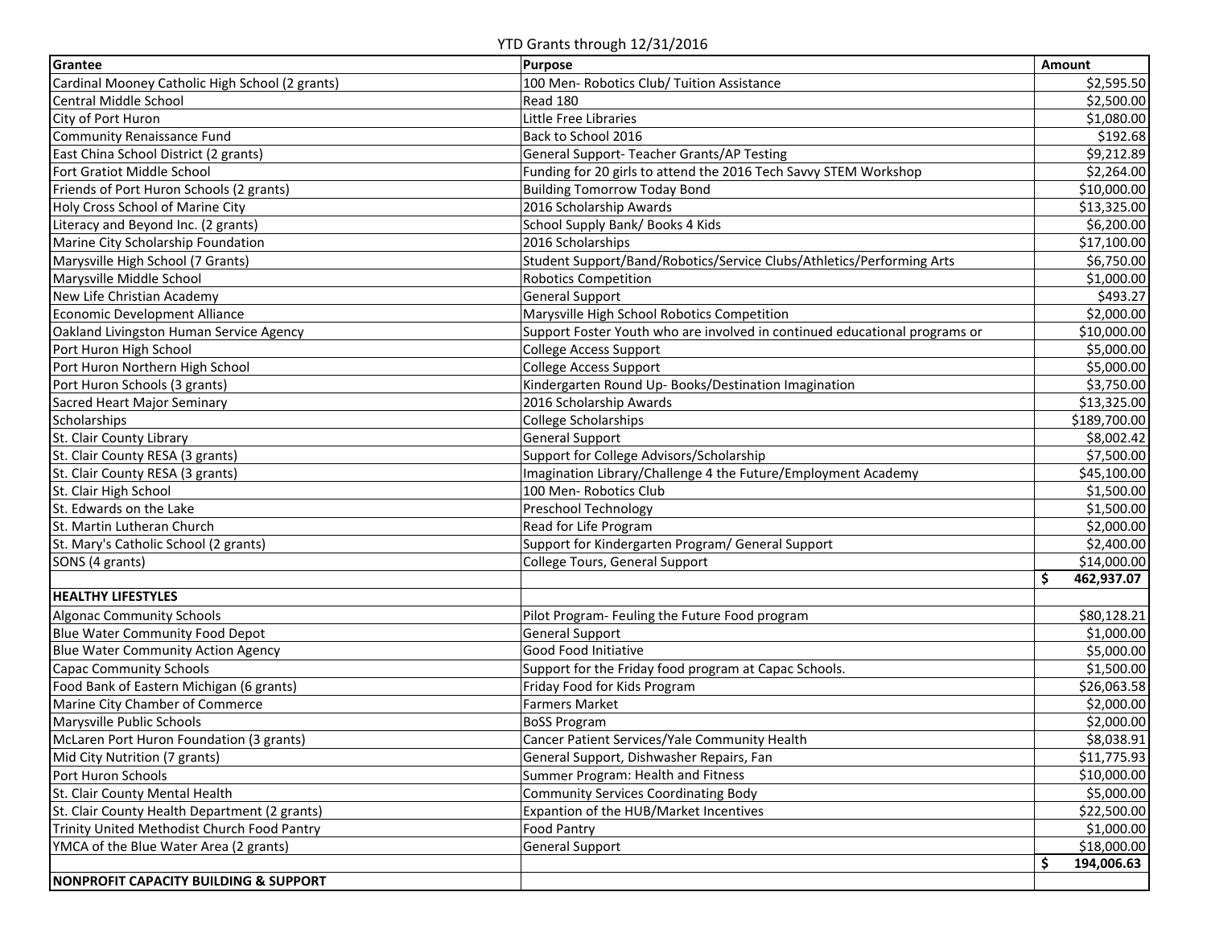YTD Grants through 12/31/2016

| Grantee | Purpose | Amount |
|---|---|---|
| Cardinal Mooney Catholic High School (2 grants) | 100 Men- Robotics Club/ Tuition Assistance | $2,595.50 |
| Central Middle School | Read 180 | $2,500.00 |
| City of Port Huron | Little Free Libraries | $1,080.00 |
| Community Renaissance Fund | Back to School 2016 | $192.68 |
| East China School District (2 grants) | General Support- Teacher Grants/AP Testing | $9,212.89 |
| Fort Gratiot Middle School | Funding for 20 girls to attend the 2016 Tech Savvy STEM Workshop | $2,264.00 |
| Friends of Port Huron Schools (2 grants) | Building Tomorrow Today Bond | $10,000.00 |
| Holy Cross School of Marine City | 2016 Scholarship Awards | $13,325.00 |
| Literacy and Beyond Inc. (2 grants) | School Supply Bank/ Books 4 Kids | $6,200.00 |
| Marine City Scholarship Foundation | 2016 Scholarships | $17,100.00 |
| Marysville High School (7 Grants) | Student Support/Band/Robotics/Service Clubs/Athletics/Performing Arts | $6,750.00 |
| Marysville Middle School | Robotics Competition | $1,000.00 |
| New Life Christian Academy | General Support | $493.27 |
| Economic Development Alliance | Marysville High School Robotics Competition | $2,000.00 |
| Oakland Livingston Human Service Agency | Support Foster Youth who are involved in continued educational programs or | $10,000.00 |
| Port Huron High School | College Access Support | $5,000.00 |
| Port Huron Northern High School | College Access Support | $5,000.00 |
| Port Huron Schools (3 grants) | Kindergarten Round Up- Books/Destination Imagination | $3,750.00 |
| Sacred Heart Major Seminary | 2016 Scholarship Awards | $13,325.00 |
| Scholarships | College Scholarships | $189,700.00 |
| St. Clair County Library | General Support | $8,002.42 |
| St. Clair County RESA (3 grants) | Support for College Advisors/Scholarship | $7,500.00 |
| St. Clair County RESA (3 grants) | Imagination Library/Challenge 4 the Future/Employment Academy | $45,100.00 |
| St. Clair High School | 100 Men- Robotics Club | $1,500.00 |
| St. Edwards on the Lake | Preschool Technology | $1,500.00 |
| St. Martin Lutheran Church | Read for Life Program | $2,000.00 |
| St. Mary's Catholic School (2 grants) | Support for Kindergarten Program/ General Support | $2,400.00 |
| SONS (4 grants) | College Tours, General Support | $14,000.00 |
| | | $ 462,937.07 |
| **HEALTHY LIFESTYLES** | | |
| Algonac Community Schools | Pilot Program- Feuling the Future Food program | $80,128.21 |
| Blue Water Community Food Depot | General Support | $1,000.00 |
| Blue Water Community Action Agency | Good Food Initiative | $5,000.00 |
| Capac Community Schools | Support for the Friday food program at Capac Schools. | $1,500.00 |
| Food Bank of Eastern Michigan (6 grants) | Friday Food for Kids Program | $26,063.58 |
| Marine City Chamber of Commerce | Farmers Market | $2,000.00 |
| Marysville Public Schools | BoSS Program | $2,000.00 |
| McLaren Port Huron Foundation (3 grants) | Cancer Patient Services/Yale Community Health | $8,038.91 |
| Mid City Nutrition (7 grants) | General Support, Dishwasher Repairs, Fan | $11,775.93 |
| Port Huron Schools | Summer Program: Health and Fitness | $10,000.00 |
| St. Clair County Mental Health | Community Services Coordinating Body | $5,000.00 |
| St. Clair County Health Department (2 grants) | Expantion of the HUB/Market Incentives | $22,500.00 |
| Trinity United Methodist Church Food Pantry | Food Pantry | $1,000.00 |
| YMCA of the Blue Water Area (2 grants) | General Support | $18,000.00 |
| | | $ 194,006.63 |
| **NONPROFIT CAPACITY BUILDING & SUPPORT** | | |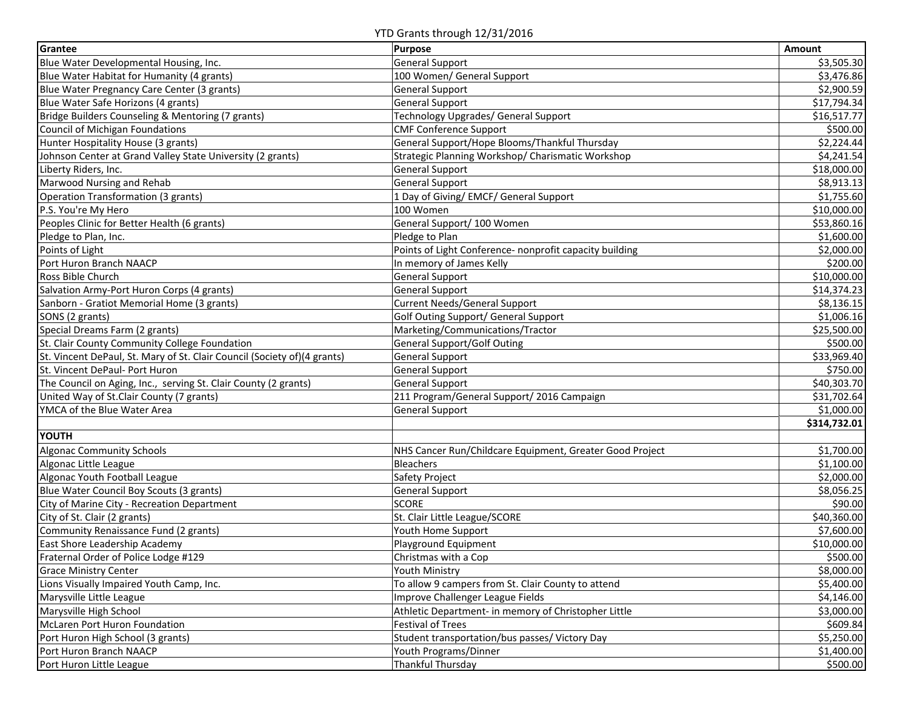YTD Grants through 12/31/2016

| Grantee | Purpose | Amount |
|---|---|---|
| Blue Water Developmental Housing, Inc. | General Support | $3,505.30 |
| Blue Water Habitat for Humanity (4 grants) | 100 Women/ General Support | $3,476.86 |
| Blue Water Pregnancy Care Center (3 grants) | General Support | $2,900.59 |
| Blue Water Safe Horizons (4 grants) | General Support | $17,794.34 |
| Bridge Builders Counseling & Mentoring (7 grants) | Technology Upgrades/ General Support | $16,517.77 |
| Council of Michigan Foundations | CMF Conference Support | $500.00 |
| Hunter Hospitality House (3 grants) | General Support/Hope Blooms/Thankful Thursday | $2,224.44 |
| Johnson Center at Grand Valley State University (2 grants) | Strategic Planning Workshop/ Charismatic Workshop | $4,241.54 |
| Liberty Riders, Inc. | General Support | $18,000.00 |
| Marwood Nursing and Rehab | General Support | $8,913.13 |
| Operation Transformation (3 grants) | 1 Day of Giving/ EMCF/ General Support | $1,755.60 |
| P.S. You're My Hero | 100 Women | $10,000.00 |
| Peoples Clinic for Better Health (6 grants) | General Support/ 100 Women | $53,860.16 |
| Pledge to Plan, Inc. | Pledge to Plan | $1,600.00 |
| Points of Light | Points of Light Conference- nonprofit capacity building | $2,000.00 |
| Port Huron Branch NAACP | In memory of James Kelly | $200.00 |
| Ross Bible Church | General Support | $10,000.00 |
| Salvation Army-Port Huron Corps (4 grants) | General Support | $14,374.23 |
| Sanborn - Gratiot Memorial Home (3 grants) | Current Needs/General Support | $8,136.15 |
| SONS (2 grants) | Golf Outing Support/ General Support | $1,006.16 |
| Special Dreams Farm (2 grants) | Marketing/Communications/Tractor | $25,500.00 |
| St. Clair County Community College Foundation | General Support/Golf Outing | $500.00 |
| St. Vincent DePaul, St. Mary of St. Clair Council (Society of)(4 grants) | General Support | $33,969.40 |
| St. Vincent DePaul- Port Huron | General Support | $750.00 |
| The Council on Aging, Inc., serving St. Clair County (2 grants) | General Support | $40,303.70 |
| United Way of St.Clair County (7 grants) | 211 Program/General Support/ 2016 Campaign | $31,702.64 |
| YMCA of the Blue Water Area | General Support | $1,000.00 |
| | | **$314,732.01** |
| **YOUTH** | | |
| Algonac Community Schools | NHS Cancer Run/Childcare Equipment, Greater Good Project | $1,700.00 |
| Algonac Little League | Bleachers | $1,100.00 |
| Algonac Youth Football League | Safety Project | $2,000.00 |
| Blue Water Council Boy Scouts (3 grants) | General Support | $8,056.25 |
| City of Marine City - Recreation Department | SCORE | $90.00 |
| City of St. Clair (2 grants) | St. Clair Little League/SCORE | $40,360.00 |
| Community Renaissance Fund (2 grants) | Youth Home Support | $7,600.00 |
| East Shore Leadership Academy | Playground Equipment | $10,000.00 |
| Fraternal Order of Police Lodge #129 | Christmas with a Cop | $500.00 |
| Grace Ministry Center | Youth Ministry | $8,000.00 |
| Lions Visually Impaired Youth Camp, Inc. | To allow 9 campers from St. Clair County to attend | $5,400.00 |
| Marysville Little League | Improve Challenger League Fields | $4,146.00 |
| Marysville High School | Athletic Department- in memory of Christopher Little | $3,000.00 |
| McLaren Port Huron Foundation | Festival of Trees | $609.84 |
| Port Huron High School (3 grants) | Student transportation/bus passes/ Victory Day | $5,250.00 |
| Port Huron Branch NAACP | Youth Programs/Dinner | $1,400.00 |
| Port Huron Little League | Thankful Thursday | $500.00 |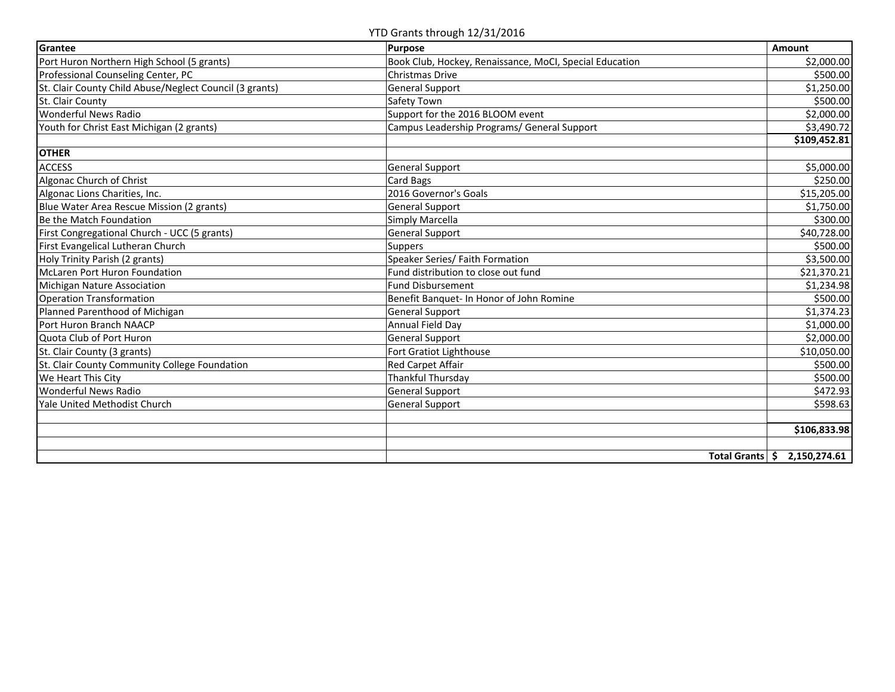YTD Grants through 12/31/2016

| Grantee | Purpose | Amount |
|---|---|---|
| Port Huron Northern High School (5 grants) | Book Club, Hockey, Renaissance, MoCI, Special Education | $2,000.00 |
| Professional Counseling Center, PC | Christmas Drive | $500.00 |
| St. Clair County Child Abuse/Neglect Council (3 grants) | General Support | $1,250.00 |
| St. Clair County | Safety Town | $500.00 |
| Wonderful News Radio | Support for the 2016 BLOOM event | $2,000.00 |
| Youth for Christ East Michigan (2 grants) | Campus Leadership Programs/ General Support | $3,490.72 |
| | | **$109,452.81** |
| **OTHER** | | |
| ACCESS | General Support | $5,000.00 |
| Algonac Church of Christ | Card Bags | $250.00 |
| Algonac Lions Charities, Inc. | 2016 Governor's Goals | $15,205.00 |
| Blue Water Area Rescue Mission (2 grants) | General Support | $1,750.00 |
| Be the Match Foundation | Simply Marcella | $300.00 |
| First Congregational Church - UCC (5 grants) | General Support | $40,728.00 |
| First Evangelical Lutheran Church | Suppers | $500.00 |
| Holy Trinity Parish (2 grants) | Speaker Series/ Faith Formation | $3,500.00 |
| McLaren Port Huron Foundation | Fund distribution to close out fund | $21,370.21 |
| Michigan Nature Association | Fund Disbursement | $1,234.98 |
| Operation Transformation | Benefit Banquet- In Honor of John Romine | $500.00 |
| Planned Parenthood of Michigan | General Support | $1,374.23 |
| Port Huron Branch NAACP | Annual Field Day | $1,000.00 |
| Quota Club of Port Huron | General Support | $2,000.00 |
| St. Clair County (3 grants) | Fort Gratiot Lighthouse | $10,050.00 |
| St. Clair County Community College Foundation | Red Carpet Affair | $500.00 |
| We Heart This City | Thankful Thursday | $500.00 |
| Wonderful News Radio | General Support | $472.93 |
| Yale United Methodist Church | General Support | $598.63 |
| | | |
| | | **$106,833.98** |
| | | |
| | **Total Grants** | **$ 2,150,274.61** |